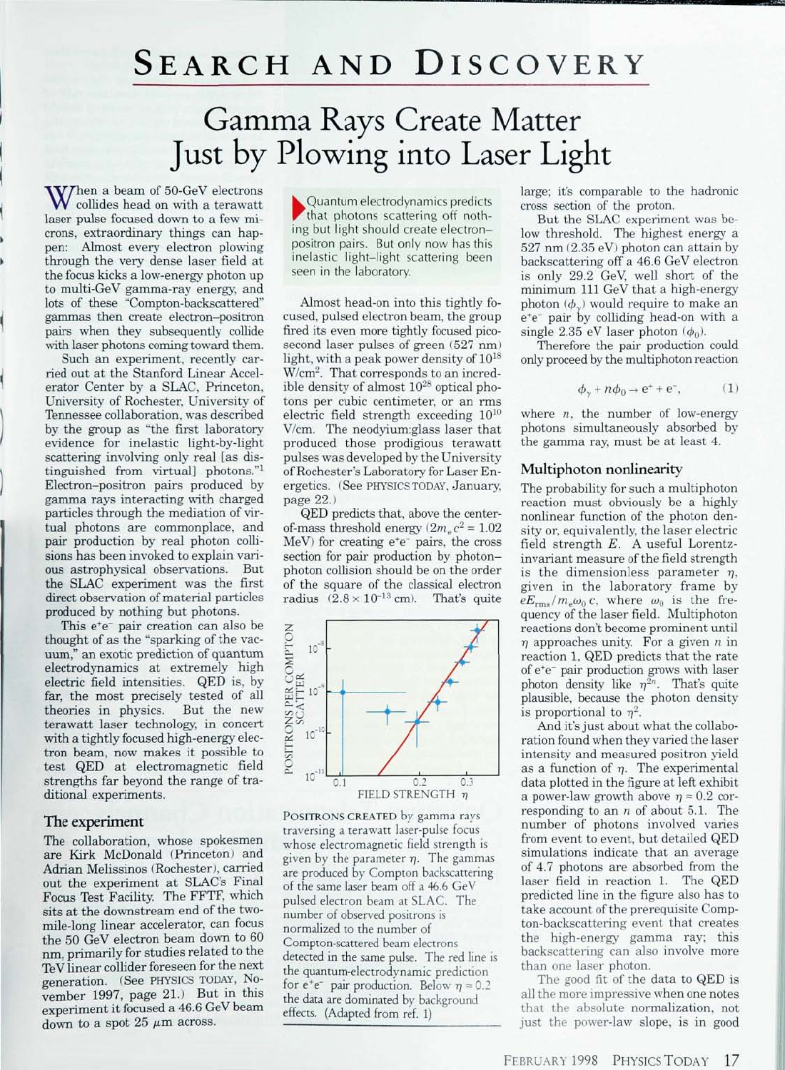# Search and Discovery

## Gamma Rays Create Matter Just by Plowing into Laser Light

When a beam of 50-GeV electrons collides head on with a terawatt laser pulse focused down to a few microns, extraordinary things can happen: Almost every electron plowing through the very dense laser field at the focus kicks a low-energy photon up to multi-GeV gamma-ray energy, and lots of these "Compton-backscattered" gammas then create electron–positron pairs when they subsequently collide with laser photons coming toward them.

Such an experiment, recently carried out at the Stanford Linear Accelerator Center by a SLAC, Princeton, University of Rochester, University of Tennessee collaboration, was described by the group as "the first laboratory evidence for inelastic light-by-light scattering involving only real [as distinguished from virtual] photons."[1] Electron–positron pairs produced by gamma rays interacting with charged particles through the mediation of virtual photons are commonplace, and pair production by real photon collisions has been invoked to explain various astrophysical observations. But the SLAC experiment was the first direct observation of material particles produced by nothing but photons.

This $e^+e^-$ pair creation can also be thought of as the "sparking of the vacuum," an exotic prediction of quantum electrodynamics at extremely high electric field intensities. QED is, by far, the most precisely tested of all theories in physics. But the new terawatt laser technology, in concert with a tightly focused high-energy electron beam, now makes it possible to test QED at electromagnetic field strengths far beyond the range of traditional experiments.

### The experiment

The collaboration, whose spokesmen are Kirk McDonald (Princeton) and Adrian Melissinos (Rochester), carried out the experiment at SLAC's Final Focus Test Facility. The FFTF, which sits at the downstream end of the two-mile-long linear accelerator, can focus the 50 GeV electron beam down to 60 nm, primarily for studies related to the TeV linear collider foreseen for the next generation. (See PHYSICS TODAY, November 1997, page 21.) But in this experiment it focused a 46.6 GeV beam down to a spot 25 $\mu$m across.

> Quantum electrodynamics predicts that photons scattering off nothing but light should create electron–positron pairs. But only now has this inelastic light–light scattering been seen in the laboratory.

Almost head-on into this tightly focused, pulsed electron beam, the group fired its even more tightly focused picosecond laser pulses of green (527 nm) light, with a peak power density of $10^{18}$ W/cm$^2$. That corresponds to an incredible density of almost $10^{28}$ optical photons per cubic centimeter, or an rms electric field strength exceeding $10^{10}$ V/cm. The neodymium:glass laser that produced those prodigious terawatt pulses was developed by the University of Rochester's Laboratory for Laser Energetics. (See PHYSICS TODAY, January, page 22.)

QED predicts that, above the center-of-mass threshold energy ($2m_ec^2 = 1.02$ MeV) for creating $e^+e^-$ pairs, the cross section for pair production by photon–photon collision should be on the order of the square of the classical electron radius ($2.8 \times 10^{-13}$ cm). That's quite large; it's comparable to the hadronic cross section of the proton.

POSITRONS CREATED by gamma rays traversing a terawatt laser-pulse focus whose electromagnetic field strength is given by the parameter $\eta$. The gammas are produced by Compton backscattering of the same laser beam off a 46.6 GeV pulsed electron beam at SLAC. The number of observed positrons is normalized to the number of Compton-scattered beam electrons detected in the same pulse. The red line is the quantum-electrodynamic prediction for $e^+e^-$ pair production. Below $\eta \approx 0.2$ the data are dominated by background effects. (Adapted from ref. 1)

But the SLAC experiment was below threshold. The highest energy a 527 nm (2.35 eV) photon can attain by backscattering off a 46.6 GeV electron is only 29.2 GeV, well short of the minimum 111 GeV that a high-energy photon ($\phi_\gamma$) would require to make an $e^+e^-$ pair by colliding head-on with a single 2.35 eV laser photon ($\phi_0$).

Therefore the pair production could only proceed by the multiphoton reaction

$$\phi_\gamma + n\phi_0 \rightarrow e^+ + e^-, \qquad (1)$$

where $n$, the number of low-energy photons simultaneously absorbed by the gamma ray, must be at least 4.

### Multiphoton nonlinearity

The probability for such a multiphoton reaction must obviously be a highly nonlinear function of the photon density or, equivalently, the laser electric field strength $E$. A useful Lorentz-invariant measure of the field strength is the dimensionless parameter $\eta$, given in the laboratory frame by $eE_{\text{rms}}/m_e\omega_0 c$, where $\omega_0$ is the frequency of the laser field. Multiphoton reactions don't become prominent until $\eta$ approaches unity. For a given $n$ in reaction 1, QED predicts that the rate of $e^+e^-$ pair production grows with laser photon density like $\eta^{2n}$. That's quite plausible, because the photon density is proportional to $\eta^2$.

And it's just about what the collaboration found when they varied the laser intensity and measured positron yield as a function of $\eta$. The experimental data plotted in the figure at left exhibit a power-law growth above $\eta \approx 0.2$ corresponding to an $n$ of about 5.1. The number of photons involved varies from event to event, but detailed QED simulations indicate that an average of 4.7 photons are absorbed from the laser field in reaction 1. The QED predicted line in the figure also has to take account of the prerequisite Compton-backscattering event that creates the high-energy gamma ray; this backscattering can also involve more than one laser photon.

The good fit of the data to QED is all the more impressive when one notes that the absolute normalization, not just the power-law slope, is in good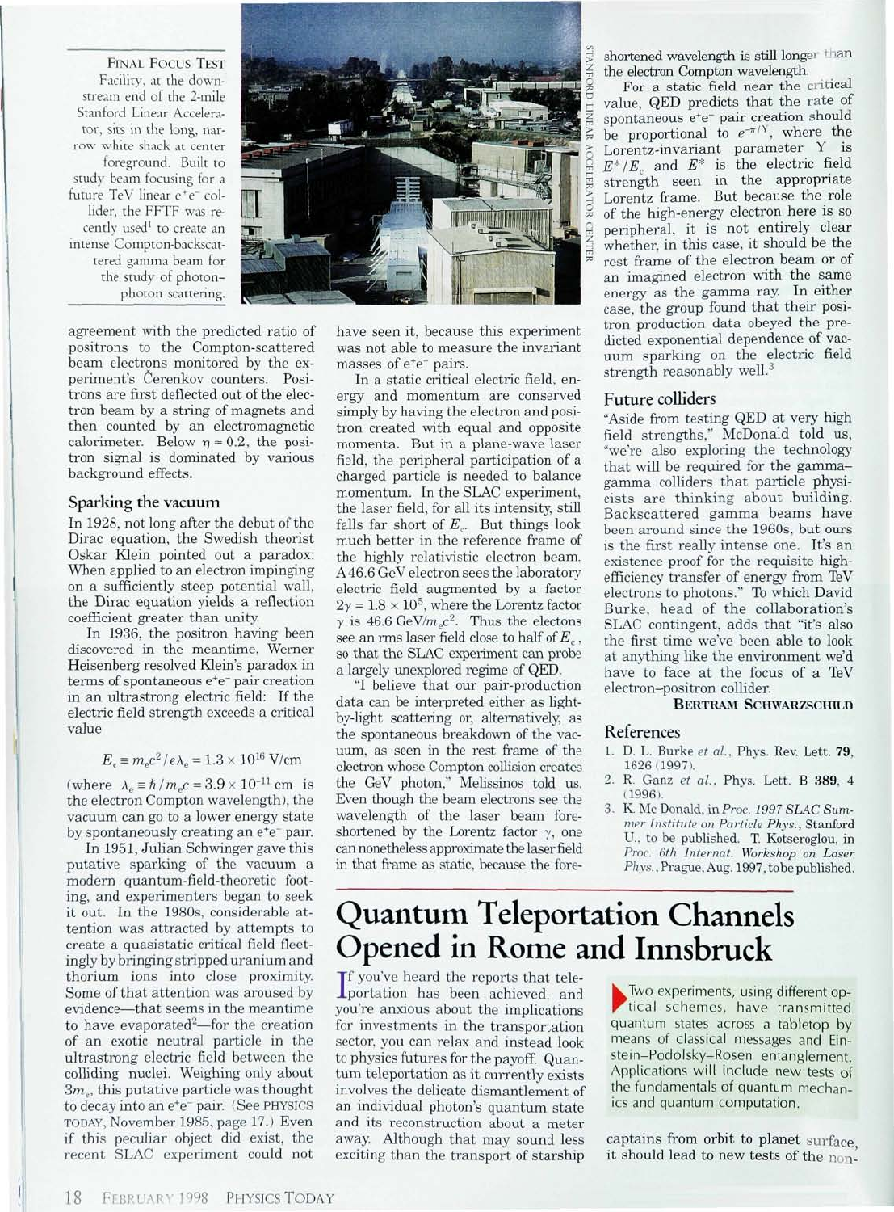FINAL FOCUS TEST Facility, at the downstream end of the 2-mile Stanford Linear Accelerator, sits in the long, narrow white shack at center foreground. Built to study beam focusing for a future TeV linear $e^+e^-$ collider, the FFTF was recently used[1] to create an intense Compton-backscattered gamma beam for the study of photon-photon scattering.

STANFORD LINEAR ACCELERATOR CENTER

agreement with the predicted ratio of positrons to the Compton-scattered beam electrons monitored by the experiment's Čerenkov counters. Positrons are first deflected out of the electron beam by a string of magnets and then counted by an electromagnetic calorimeter. Below $\eta \approx 0.2$, the positron signal is dominated by various background effects.

## Sparking the vacuum

In 1928, not long after the debut of the Dirac equation, the Swedish theorist Oskar Klein pointed out a paradox: When applied to an electron impinging on a sufficiently steep potential wall, the Dirac equation yields a reflection coefficient greater than unity.

In 1936, the positron having been discovered in the meantime, Werner Heisenberg resolved Klein's paradox in terms of spontaneous $e^+e^-$ pair creation in an ultrastrong electric field: If the electric field strength exceeds a critical value

$$E_c \equiv m_e c^2 / e\lambda_e = 1.3 \times 10^{16} \text{ V/cm}$$

(where $\lambda_e \equiv \hbar / m_e c = 3.9 \times 10^{-11}$ cm is the electron Compton wavelength), the vacuum can go to a lower energy state by spontaneously creating an $e^+e^-$ pair.

In 1951, Julian Schwinger gave this putative sparking of the vacuum a modern quantum-field-theoretic footing, and experimenters began to seek it out. In the 1980s, considerable attention was attracted by attempts to create a quasistatic critical field fleetingly by bringing stripped uranium and thorium ions into close proximity. Some of that attention was aroused by evidence—that seems in the meantime to have evaporated[2]—for the creation of an exotic neutral particle in the ultrastrong electric field between the colliding nuclei. Weighing only about $3m_e$, this putative particle was thought to decay into an $e^+e^-$ pair. (See PHYSICS TODAY, November 1985, page 17.) Even if this peculiar object did exist, the recent SLAC experiment could not have seen it, because this experiment was not able to measure the invariant masses of $e^+e^-$ pairs.

In a static critical electric field, energy and momentum are conserved simply by having the electron and positron created with equal and opposite momenta. But in a plane-wave laser field, the peripheral participation of a charged particle is needed to balance momentum. In the SLAC experiment, the laser field, for all its intensity, still falls far short of $E_c$. But things look much better in the reference frame of the highly relativistic electron beam. A 46.6 GeV electron sees the laboratory electric field augmented by a factor $2\gamma = 1.8 \times 10^5$, where the Lorentz factor $\gamma$ is 46.6 GeV/$m_e c^2$. Thus the electons see an rms laser field close to half of $E_c$, so that the SLAC experiment can probe a largely unexplored regime of QED.

"I believe that our pair-production data can be interpreted either as light-by-light scattering or, alternatively, as the spontaneous breakdown of the vacuum, as seen in the rest frame of the electron whose Compton collision creates the GeV photon," Melissinos told us. Even though the beam electrons see the wavelength of the laser beam foreshortened by the Lorentz factor $\gamma$, one can nonetheless approximate the laser field in that frame as static, because the foreshortened wavelength is still longer than the electron Compton wavelength.

For a static field near the critical value, QED predicts that the rate of spontaneous $e^+e^-$ pair creation should be proportional to $e^{-\pi/Y}$, where the Lorentz-invariant parameter Y is $E^*/E_c$ and $E^*$ is the electric field strength seen in the appropriate Lorentz frame. But because the role of the high-energy electron here is so peripheral, it is not entirely clear whether, in this case, it should be the rest frame of the electron beam or of an imagined electron with the same energy as the gamma ray. In either case, the group found that their positron production data obeyed the predicted exponential dependence of vacuum sparking on the electric field strength reasonably well.[3]

## Future colliders

"Aside from testing QED at very high field strengths," McDonald told us, "we're also exploring the technology that will be required for the gamma–gamma colliders that particle physicists are thinking about building. Backscattered gamma beams have been around since the 1960s, but ours is the first really intense one. It's an existence proof for the requisite high-efficiency transfer of energy from TeV electrons to photons." To which David Burke, head of the collaboration's SLAC contingent, adds that "it's also the first time we've been able to look at anything like the environment we'd have to face at the focus of a TeV electron–positron collider.

**BERTRAM SCHWARZSCHILD**

## References

1. D. L. Burke *et al.*, Phys. Rev. Lett. **79**, 1626 (1997).
2. R. Ganz *et al.*, Phys. Lett. B **389**, 4 (1996).
3. K. Mc Donald, in *Proc. 1997 SLAC Summer Institute on Particle Phys.*, Stanford U., to be published. T. Kotseroglou, in *Proc. 6th Internat. Workshop on Laser Phys.*, Prague, Aug. 1997, to be published.

# Quantum Teleportation Channels Opened in Rome and Innsbruck

Two experiments, using different optical schemes, have transmitted quantum states across a tabletop by means of classical messages and Einstein–Podolsky–Rosen entanglement. Applications will include new tests of the fundamentals of quantum mechanics and quantum computation.

If you've heard the reports that teleportation has been achieved, and you're anxious about the implications for investments in the transportation sector, you can relax and instead look to physics futures for the payoff. Quantum teleportation as it currently exists involves the delicate dismantlement of an individual photon's quantum state and its reconstruction about a meter away. Although that may sound less exciting than the transport of starship captains from orbit to planet surface, it should lead to new tests of the non-